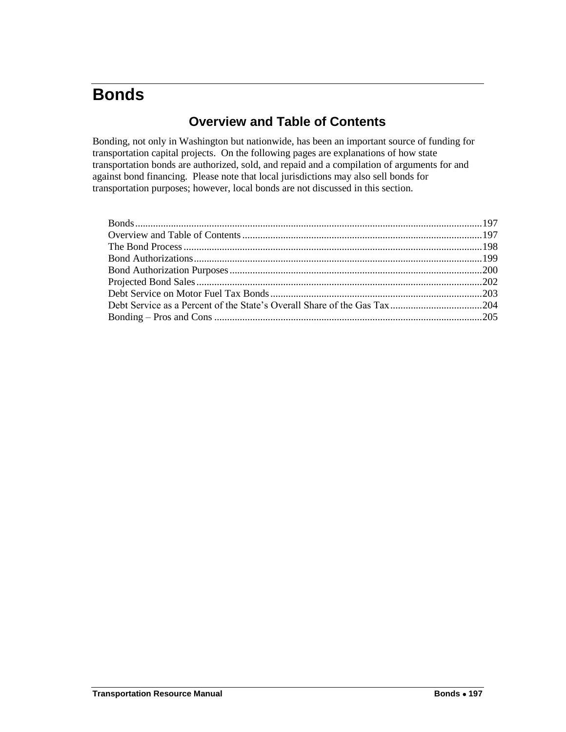# Bonds

## Overview and Table of Contents

Bonding, not only in Washington but nationwide, has been an important source of funding for transportation capital projects. On the following pages are explanations of how state transportation bonds are authorized, sold, and repaid and a compilation of arguments for and against bond financing. Please note that local jurisdictions may also sell bonds for transportation purposes; however, local bonds are not discussed in this section.

Bonds....................197
Overview and Table of Contents....................197
The Bond Process....................198
Bond Authorizations....................199
Bond Authorization Purposes....................200
Projected Bond Sales....................202
Debt Service on Motor Fuel Tax Bonds....................203
Debt Service as a Percent of the State's Overall Share of the Gas Tax....................204
Bonding – Pros and Cons....................205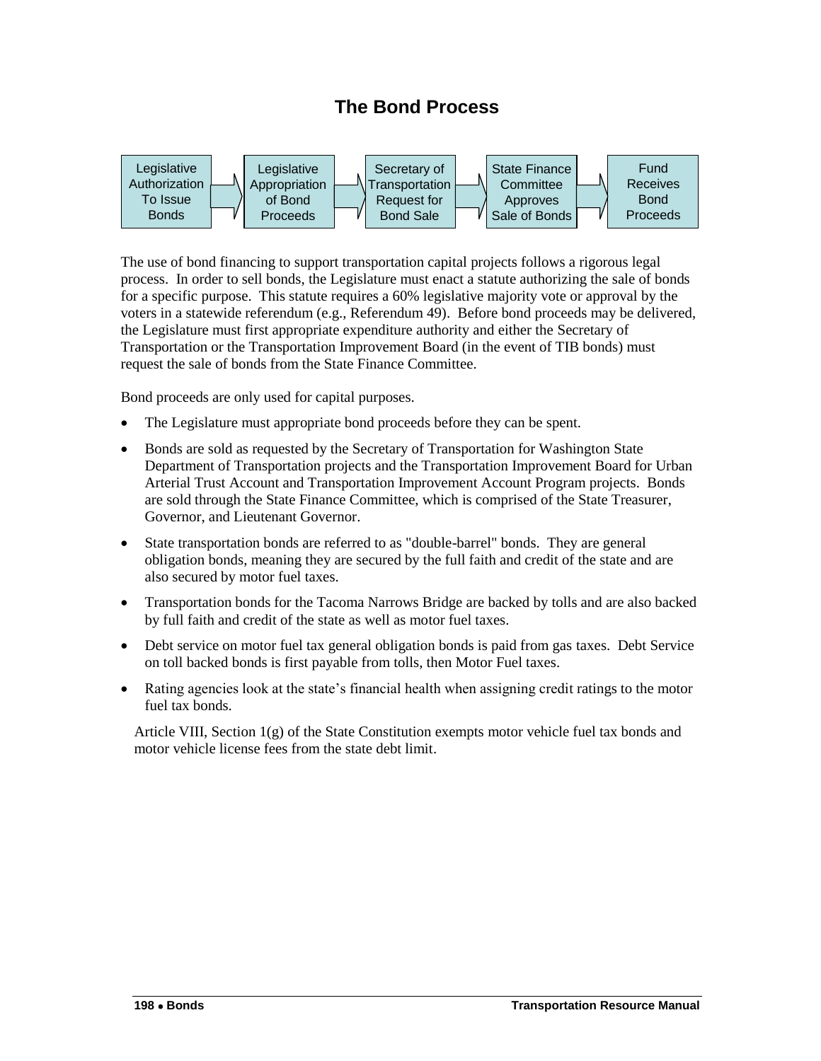# The Bond Process

Legislative Authorization To Issue Bonds → Legislative Appropriation of Bond Proceeds → Secretary of Transportation Request for Bond Sale → State Finance Committee Approves Sale of Bonds → Fund Receives Bond Proceeds

The use of bond financing to support transportation capital projects follows a rigorous legal process. In order to sell bonds, the Legislature must enact a statute authorizing the sale of bonds for a specific purpose. This statute requires a 60% legislative majority vote or approval by the voters in a statewide referendum (e.g., Referendum 49). Before bond proceeds may be delivered, the Legislature must first appropriate expenditure authority and either the Secretary of Transportation or the Transportation Improvement Board (in the event of TIB bonds) must request the sale of bonds from the State Finance Committee.

Bond proceeds are only used for capital purposes.

- The Legislature must appropriate bond proceeds before they can be spent.
- Bonds are sold as requested by the Secretary of Transportation for Washington State Department of Transportation projects and the Transportation Improvement Board for Urban Arterial Trust Account and Transportation Improvement Account Program projects. Bonds are sold through the State Finance Committee, which is comprised of the State Treasurer, Governor, and Lieutenant Governor.
- State transportation bonds are referred to as "double-barrel" bonds. They are general obligation bonds, meaning they are secured by the full faith and credit of the state and are also secured by motor fuel taxes.
- Transportation bonds for the Tacoma Narrows Bridge are backed by tolls and are also backed by full faith and credit of the state as well as motor fuel taxes.
- Debt service on motor fuel tax general obligation bonds is paid from gas taxes. Debt Service on toll backed bonds is first payable from tolls, then Motor Fuel taxes.
- Rating agencies look at the state's financial health when assigning credit ratings to the motor fuel tax bonds.

Article VIII, Section 1(g) of the State Constitution exempts motor vehicle fuel tax bonds and motor vehicle license fees from the state debt limit.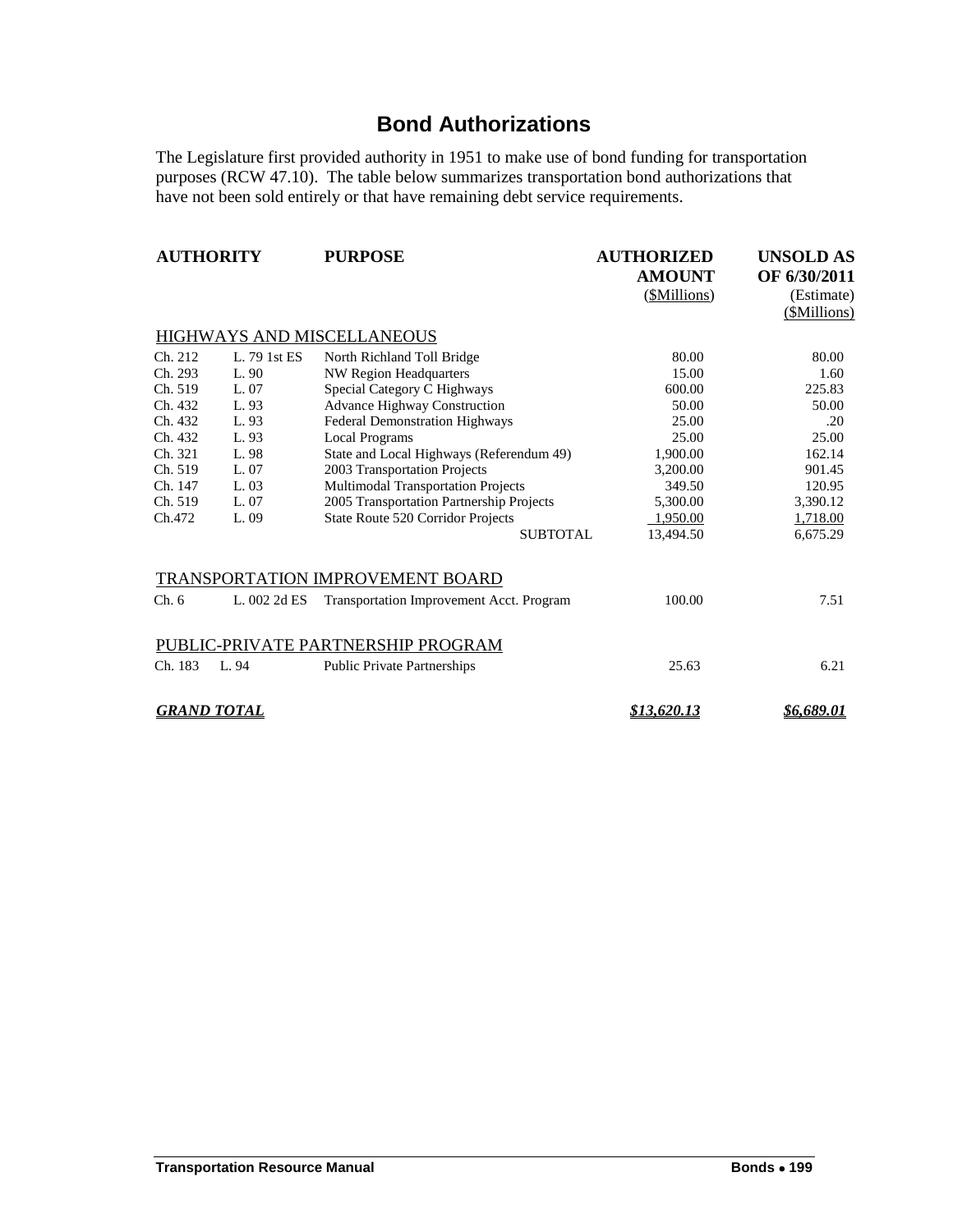# Bond Authorizations

The Legislature first provided authority in 1951 to make use of bond funding for transportation purposes (RCW 47.10). The table below summarizes transportation bond authorizations that have not been sold entirely or that have remaining debt service requirements.

| AUTHORITY | | PURPOSE | AUTHORIZED AMOUNT (\$Millions) | UNSOLD AS OF 6/30/2011 (Estimate) (\$Millions) |
|---|---|---|---|---|
| HIGHWAYS AND MISCELLANEOUS | | | | |
| Ch. 212 | L. 79 1st ES | North Richland Toll Bridge | 80.00 | 80.00 |
| Ch. 293 | L. 90 | NW Region Headquarters | 15.00 | 1.60 |
| Ch. 519 | L. 07 | Special Category C Highways | 600.00 | 225.83 |
| Ch. 432 | L. 93 | Advance Highway Construction | 50.00 | 50.00 |
| Ch. 432 | L. 93 | Federal Demonstration Highways | 25.00 | .20 |
| Ch. 432 | L. 93 | Local Programs | 25.00 | 25.00 |
| Ch. 321 | L. 98 | State and Local Highways (Referendum 49) | 1,900.00 | 162.14 |
| Ch. 519 | L. 07 | 2003 Transportation Projects | 3,200.00 | 901.45 |
| Ch. 147 | L. 03 | Multimodal Transportation Projects | 349.50 | 120.95 |
| Ch. 519 | L. 07 | 2005 Transportation Partnership Projects | 5,300.00 | 3,390.12 |
| Ch.472 | L. 09 | State Route 520 Corridor Projects | 1,950.00 | 1,718.00 |
| | | SUBTOTAL | 13,494.50 | 6,675.29 |
| TRANSPORTATION IMPROVEMENT BOARD | | | | |
| Ch. 6 | L. 002 2d ES | Transportation Improvement Acct. Program | 100.00 | 7.51 |
| PUBLIC-PRIVATE PARTNERSHIP PROGRAM | | | | |
| Ch. 183 | L. 94 | Public Private Partnerships | 25.63 | 6.21 |
| ***GRAND TOTAL*** | | | ***\$13,620.13*** | ***\$6,689.01*** |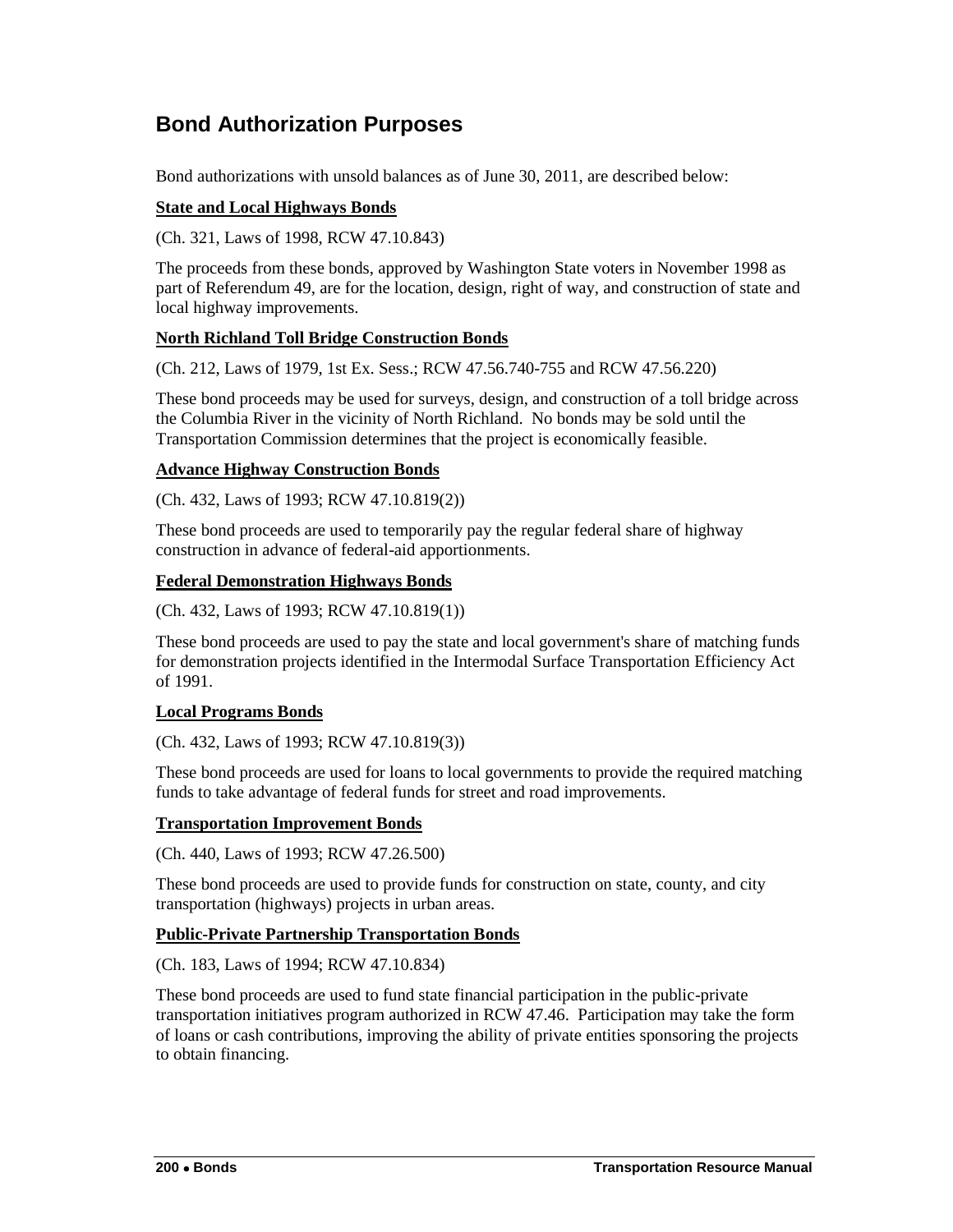## Bond Authorization Purposes

Bond authorizations with unsold balances as of June 30, 2011, are described below:

**State and Local Highways Bonds**

(Ch. 321, Laws of 1998, RCW 47.10.843)

The proceeds from these bonds, approved by Washington State voters in November 1998 as part of Referendum 49, are for the location, design, right of way, and construction of state and local highway improvements.

**North Richland Toll Bridge Construction Bonds**

(Ch. 212, Laws of 1979, 1st Ex. Sess.; RCW 47.56.740-755 and RCW 47.56.220)

These bond proceeds may be used for surveys, design, and construction of a toll bridge across the Columbia River in the vicinity of North Richland. No bonds may be sold until the Transportation Commission determines that the project is economically feasible.

**Advance Highway Construction Bonds**

(Ch. 432, Laws of 1993; RCW 47.10.819(2))

These bond proceeds are used to temporarily pay the regular federal share of highway construction in advance of federal-aid apportionments.

**Federal Demonstration Highways Bonds**

(Ch. 432, Laws of 1993; RCW 47.10.819(1))

These bond proceeds are used to pay the state and local government's share of matching funds for demonstration projects identified in the Intermodal Surface Transportation Efficiency Act of 1991.

**Local Programs Bonds**

(Ch. 432, Laws of 1993; RCW 47.10.819(3))

These bond proceeds are used for loans to local governments to provide the required matching funds to take advantage of federal funds for street and road improvements.

**Transportation Improvement Bonds**

(Ch. 440, Laws of 1993; RCW 47.26.500)

These bond proceeds are used to provide funds for construction on state, county, and city transportation (highways) projects in urban areas.

**Public-Private Partnership Transportation Bonds**

(Ch. 183, Laws of 1994; RCW 47.10.834)

These bond proceeds are used to fund state financial participation in the public-private transportation initiatives program authorized in RCW 47.46. Participation may take the form of loans or cash contributions, improving the ability of private entities sponsoring the projects to obtain financing.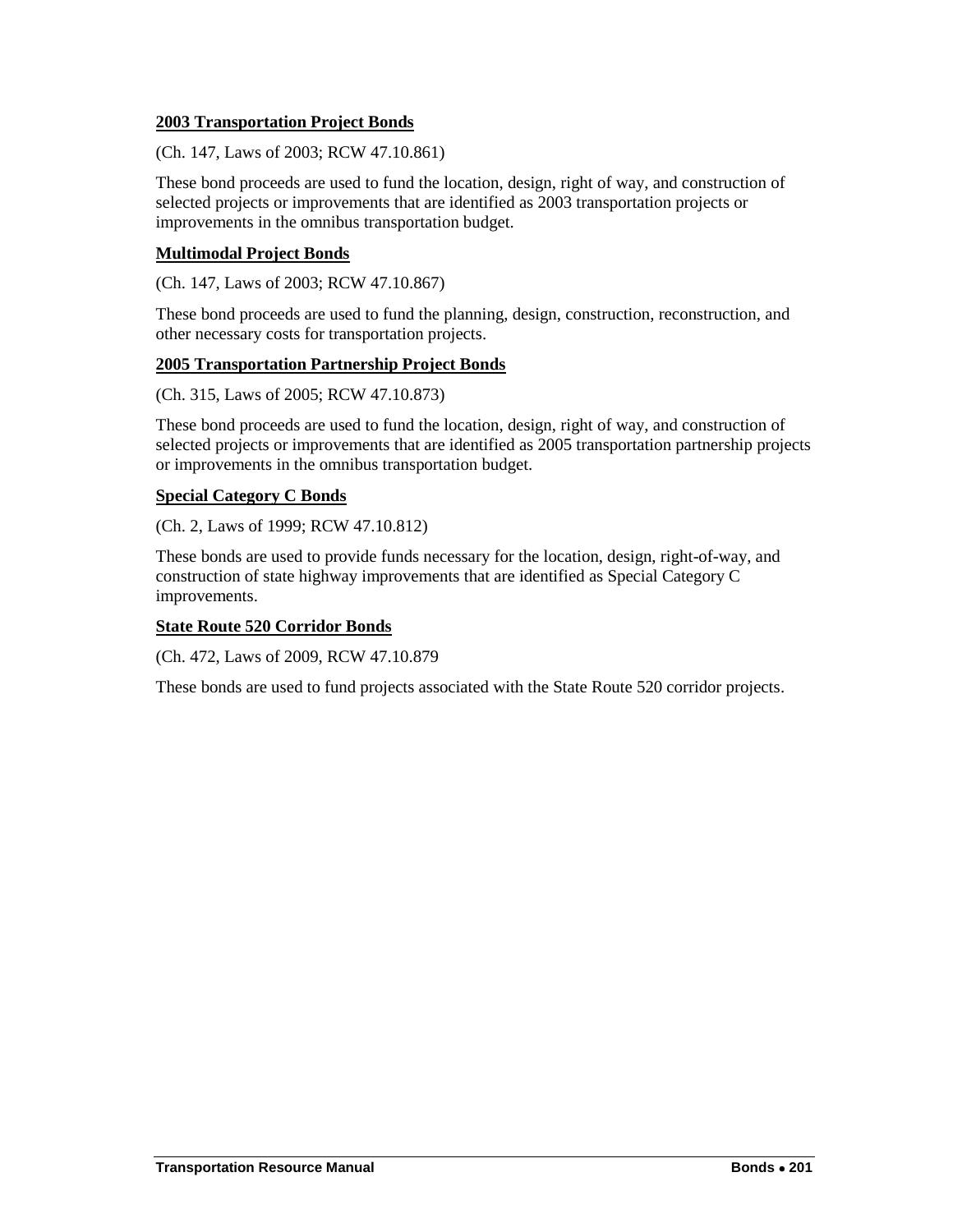**2003 Transportation Project Bonds**

(Ch. 147, Laws of 2003; RCW 47.10.861)

These bond proceeds are used to fund the location, design, right of way, and construction of selected projects or improvements that are identified as 2003 transportation projects or improvements in the omnibus transportation budget.

**Multimodal Project Bonds**

(Ch. 147, Laws of 2003; RCW 47.10.867)

These bond proceeds are used to fund the planning, design, construction, reconstruction, and other necessary costs for transportation projects.

**2005 Transportation Partnership Project Bonds**

(Ch. 315, Laws of 2005; RCW 47.10.873)

These bond proceeds are used to fund the location, design, right of way, and construction of selected projects or improvements that are identified as 2005 transportation partnership projects or improvements in the omnibus transportation budget.

**Special Category C Bonds**

(Ch. 2, Laws of 1999; RCW 47.10.812)

These bonds are used to provide funds necessary for the location, design, right-of-way, and construction of state highway improvements that are identified as Special Category C improvements.

**State Route 520 Corridor Bonds**

(Ch. 472, Laws of 2009, RCW 47.10.879

These bonds are used to fund projects associated with the State Route 520 corridor projects.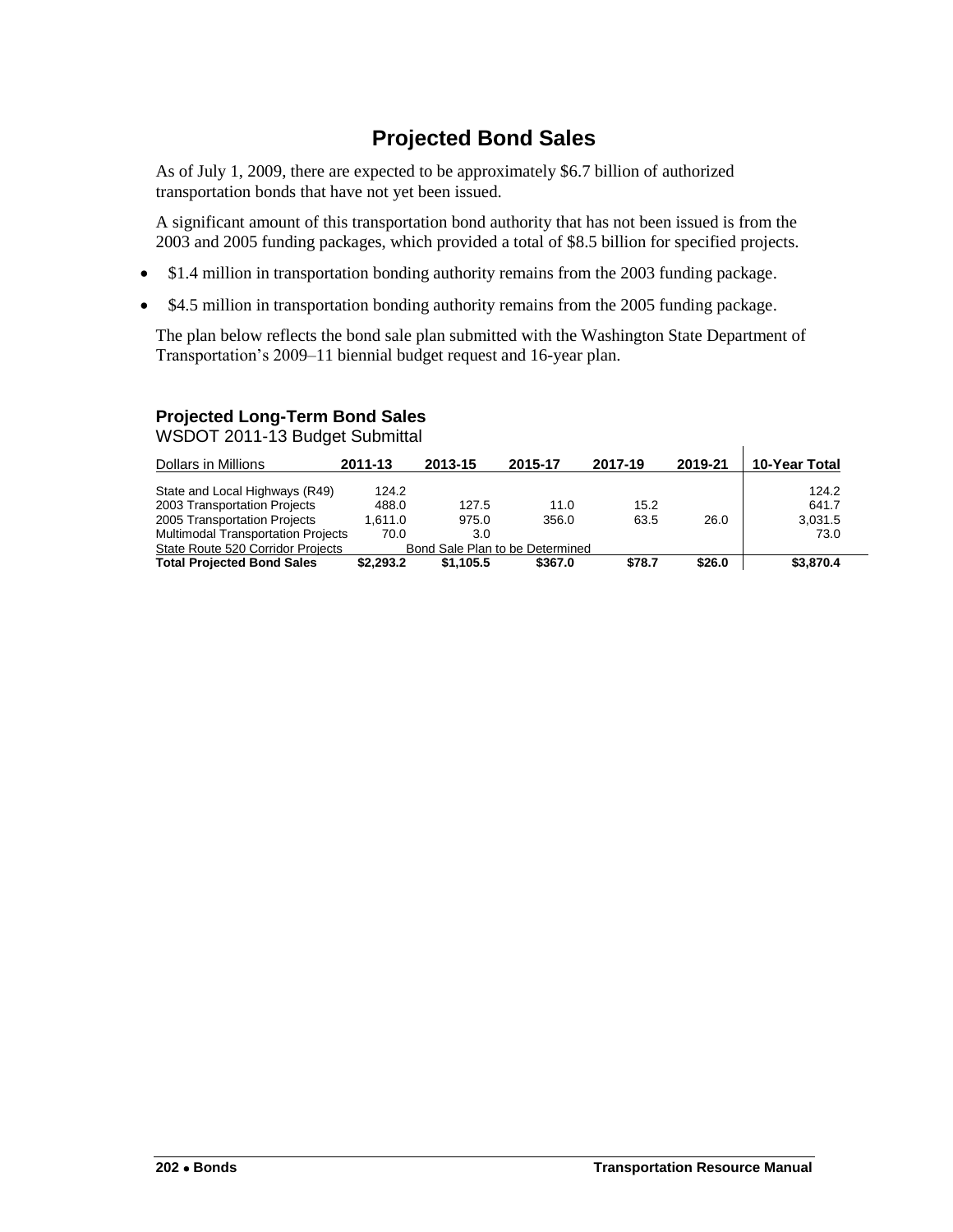# Projected Bond Sales

As of July 1, 2009, there are expected to be approximately $6.7 billion of authorized transportation bonds that have not yet been issued.

A significant amount of this transportation bond authority that has not been issued is from the 2003 and 2005 funding packages, which provided a total of $8.5 billion for specified projects.

- $1.4 million in transportation bonding authority remains from the 2003 funding package.
- $4.5 million in transportation bonding authority remains from the 2005 funding package.

The plan below reflects the bond sale plan submitted with the Washington State Department of Transportation's 2009–11 biennial budget request and 16-year plan.

### Projected Long-Term Bond Sales

WSDOT 2011-13 Budget Submittal

| Dollars in Millions | 2011-13 | 2013-15 | 2015-17 | 2017-19 | 2019-21 | 10-Year Total |
|---|---|---|---|---|---|---|
| State and Local Highways (R49) | 124.2 | | | | | 124.2 |
| 2003 Transportation Projects | 488.0 | 127.5 | 11.0 | 15.2 | | 641.7 |
| 2005 Transportation Projects | 1,611.0 | 975.0 | 356.0 | 63.5 | 26.0 | 3,031.5 |
| Multimodal Transportation Projects | 70.0 | 3.0 | | | | 73.0 |
| State Route 520 Corridor Projects | Bond Sale Plan to be Determined | | | | | |
| **Total Projected Bond Sales** | **$2,293.2** | **$1,105.5** | **$367.0** | **$78.7** | **$26.0** | **$3,870.4** |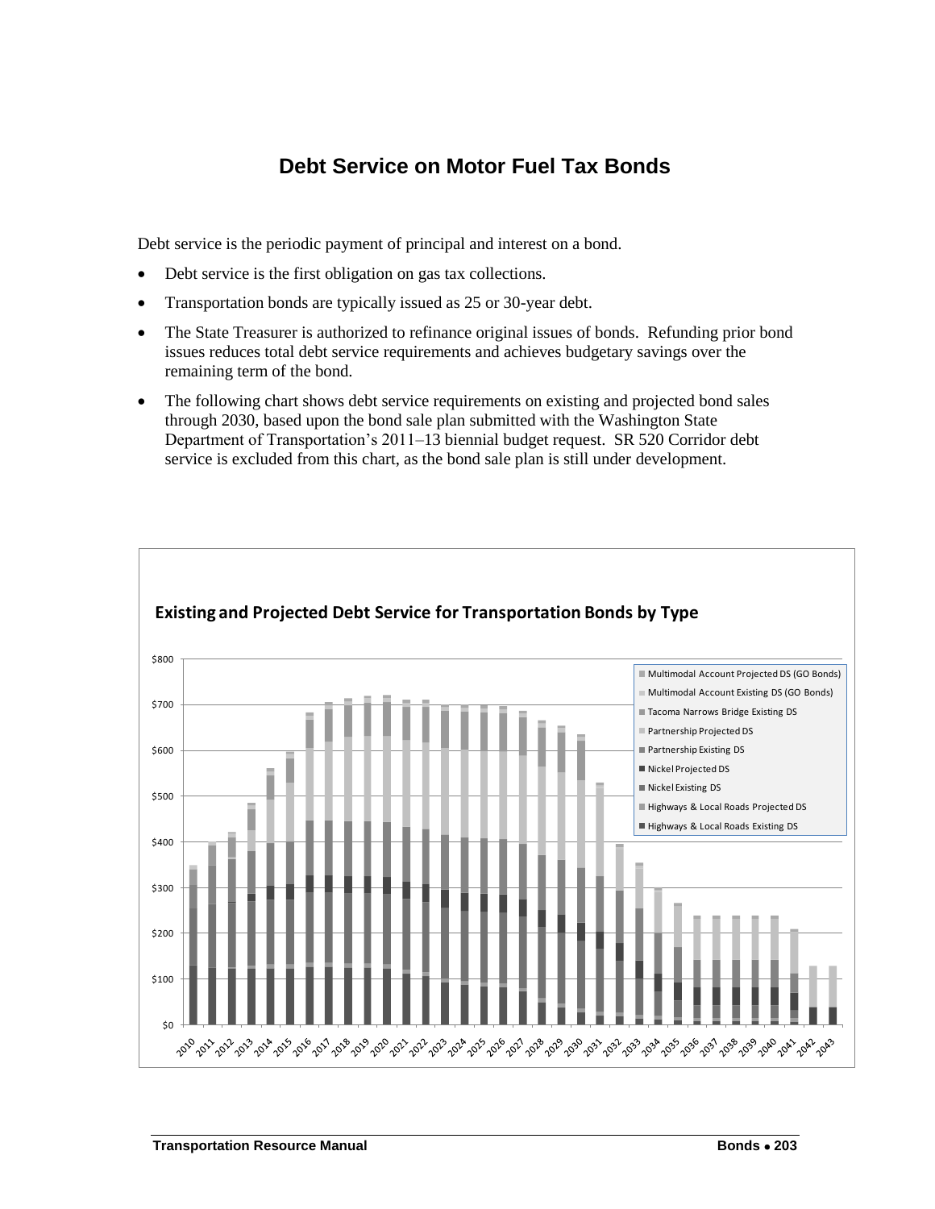# Debt Service on Motor Fuel Tax Bonds

Debt service is the periodic payment of principal and interest on a bond.

- Debt service is the first obligation on gas tax collections.
- Transportation bonds are typically issued as 25 or 30-year debt.
- The State Treasurer is authorized to refinance original issues of bonds. Refunding prior bond issues reduces total debt service requirements and achieves budgetary savings over the remaining term of the bond.
- The following chart shows debt service requirements on existing and projected bond sales through 2030, based upon the bond sale plan submitted with the Washington State Department of Transportation's 2011–13 biennial budget request. SR 520 Corridor debt service is excluded from this chart, as the bond sale plan is still under development.

**Existing and Projected Debt Service for Transportation Bonds by Type**

Legend:
- Multimodal Account Projected DS (GO Bonds)
- Multimodal Account Existing DS (GO Bonds)
- Tacoma Narrows Bridge Existing DS
- Partnership Projected DS
- Partnership Existing DS
- Nickel Projected DS
- Nickel Existing DS
- Highways & Local Roads Projected DS
- Highways & Local Roads Existing DS

Y-axis: $0 – $800; X-axis: 2010 – 2043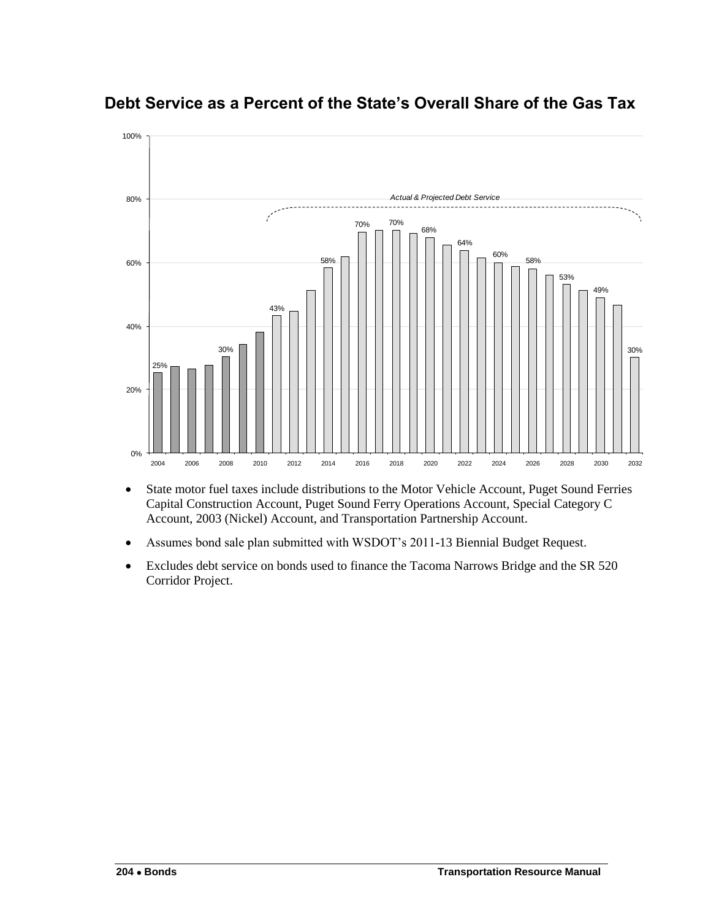## Debt Service as a Percent of the State's Overall Share of the Gas Tax

- State motor fuel taxes include distributions to the Motor Vehicle Account, Puget Sound Ferries Capital Construction Account, Puget Sound Ferry Operations Account, Special Category C Account, 2003 (Nickel) Account, and Transportation Partnership Account.
- Assumes bond sale plan submitted with WSDOT's 2011-13 Biennial Budget Request.
- Excludes debt service on bonds used to finance the Tacoma Narrows Bridge and the SR 520 Corridor Project.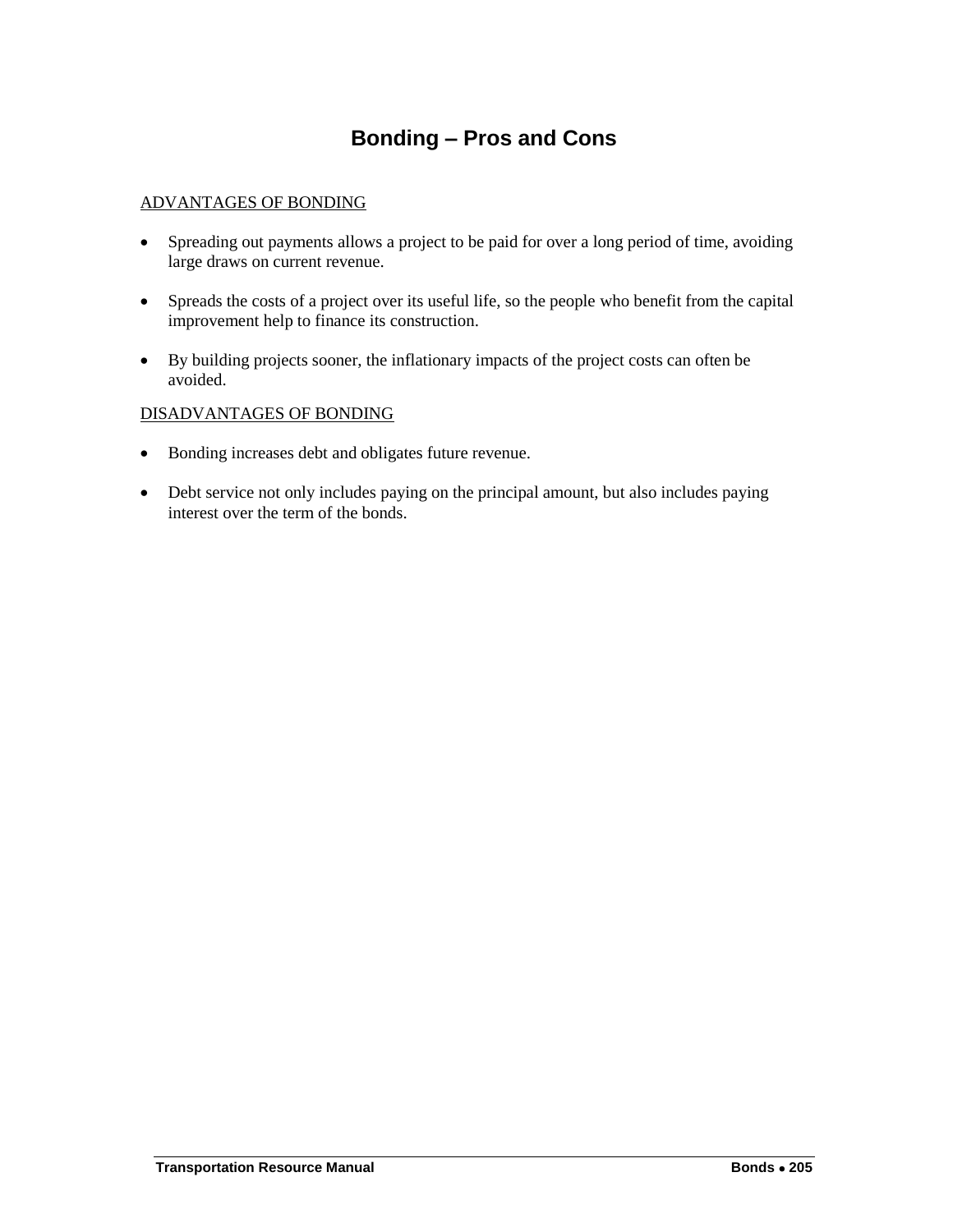# Bonding – Pros and Cons

ADVANTAGES OF BONDING

- Spreading out payments allows a project to be paid for over a long period of time, avoiding large draws on current revenue.
- Spreads the costs of a project over its useful life, so the people who benefit from the capital improvement help to finance its construction.
- By building projects sooner, the inflationary impacts of the project costs can often be avoided.

DISADVANTAGES OF BONDING

- Bonding increases debt and obligates future revenue.
- Debt service not only includes paying on the principal amount, but also includes paying interest over the term of the bonds.